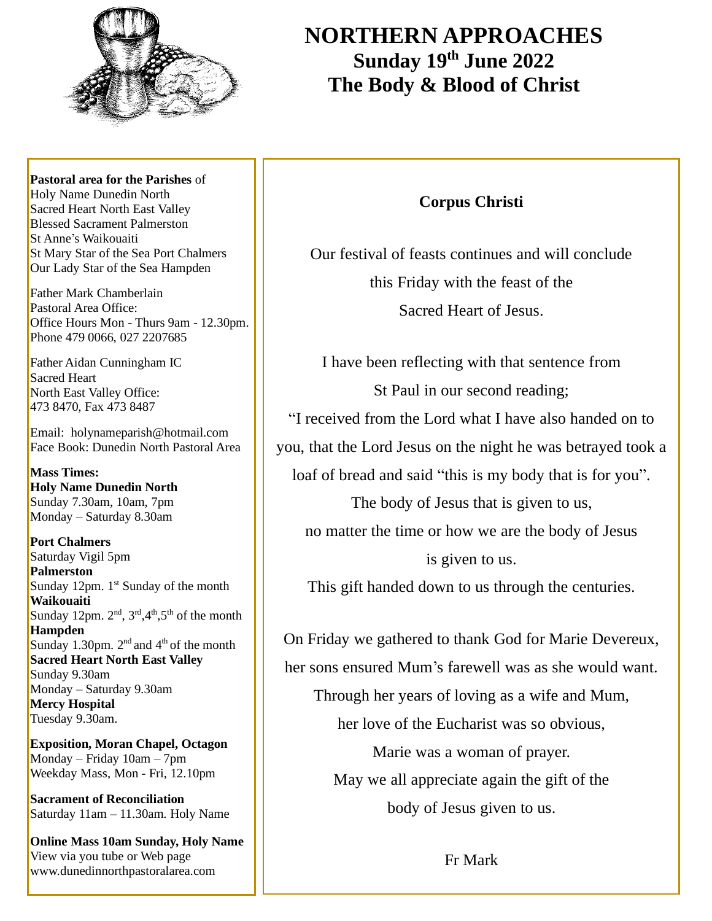# NORTHERN APPROACHES

## Sunday 19th June 2022

## The Body & Blood of Christ

**Pastoral area for the Parishes** of
Holy Name Dunedin North
Sacred Heart North East Valley
Blessed Sacrament Palmerston
St Anne's Waikouaiti
St Mary Star of the Sea Port Chalmers
Our Lady Star of the Sea Hampden

Father Mark Chamberlain
Pastoral Area Office:
Office Hours Mon - Thurs 9am - 12.30pm.
Phone 479 0066, 027 2207685

Father Aidan Cunningham IC
Sacred Heart
North East Valley Office:
473 8470, Fax 473 8487

Email: holynameparish@hotmail.com
Face Book: Dunedin North Pastoral Area

**Mass Times:**
**Holy Name Dunedin North**
Sunday 7.30am, 10am, 7pm
Monday – Saturday 8.30am

**Port Chalmers**
Saturday Vigil 5pm
**Palmerston**
Sunday 12pm. 1st Sunday of the month
**Waikouaiti**
Sunday 12pm. 2nd, 3rd, 4th, 5th of the month
**Hampden**
Sunday 1.30pm. 2nd and 4th of the month
**Sacred Heart North East Valley**
Sunday 9.30am
Monday – Saturday 9.30am
**Mercy Hospital**
Tuesday 9.30am.

**Exposition, Moran Chapel, Octagon**
Monday – Friday 10am – 7pm
Weekday Mass, Mon - Fri, 12.10pm

**Sacrament of Reconciliation**
Saturday 11am – 11.30am. Holy Name

**Online Mass 10am Sunday, Holy Name**
View via you tube or Web page
www.dunedinnorthpastoralarea.com

### Corpus Christi

Our festival of feasts continues and will conclude this Friday with the feast of the Sacred Heart of Jesus.

I have been reflecting with that sentence from St Paul in our second reading;
"I received from the Lord what I have also handed on to you, that the Lord Jesus on the night he was betrayed took a loaf of bread and said "this is my body that is for you".
The body of Jesus that is given to us,
no matter the time or how we are the body of Jesus is given to us.
This gift handed down to us through the centuries.

On Friday we gathered to thank God for Marie Devereux, her sons ensured Mum's farewell was as she would want.
Through her years of loving as a wife and Mum,
her love of the Eucharist was so obvious,
Marie was a woman of prayer.
May we all appreciate again the gift of the
body of Jesus given to us.

Fr Mark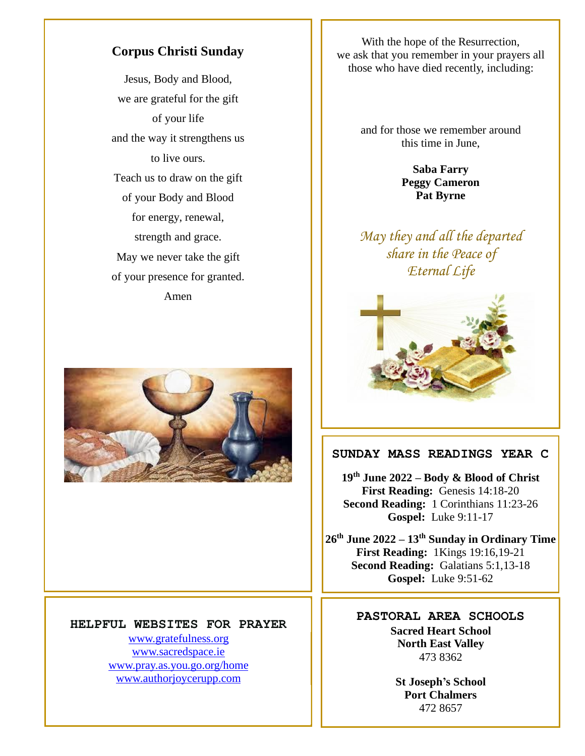## Corpus Christi Sunday

Jesus, Body and Blood,
we are grateful for the gift
of your life
and the way it strengthens us
to live ours.
Teach us to draw on the gift
of your Body and Blood
for energy, renewal,
strength and grace.
May we never take the gift
of your presence for granted.
Amen

### HELPFUL WEBSITES FOR PRAYER

www.gratefulness.org
www.sacredspace.ie
www.pray.as.you.go.org/home
www.authorjoycerupp.com

With the hope of the Resurrection,
we ask that you remember in your prayers all
those who have died recently, including:

and for those we remember around
this time in June,

**Saba Farry**
**Peggy Cameron**
**Pat Byrne**

*May they and all the departed share in the Peace of Eternal Life*

### SUNDAY MASS READINGS YEAR C

**19th June 2022 – Body & Blood of Christ**
**First Reading:** Genesis 14:18-20
**Second Reading:** 1 Corinthians 11:23-26
**Gospel:** Luke 9:11-17

**26th June 2022 – 13th Sunday in Ordinary Time**
**First Reading:** 1Kings 19:16,19-21
**Second Reading:** Galatians 5:1,13-18
**Gospel:** Luke 9:51-62

### PASTORAL AREA SCHOOLS

**Sacred Heart School**
**North East Valley**
473 8362

**St Joseph's School**
**Port Chalmers**
472 8657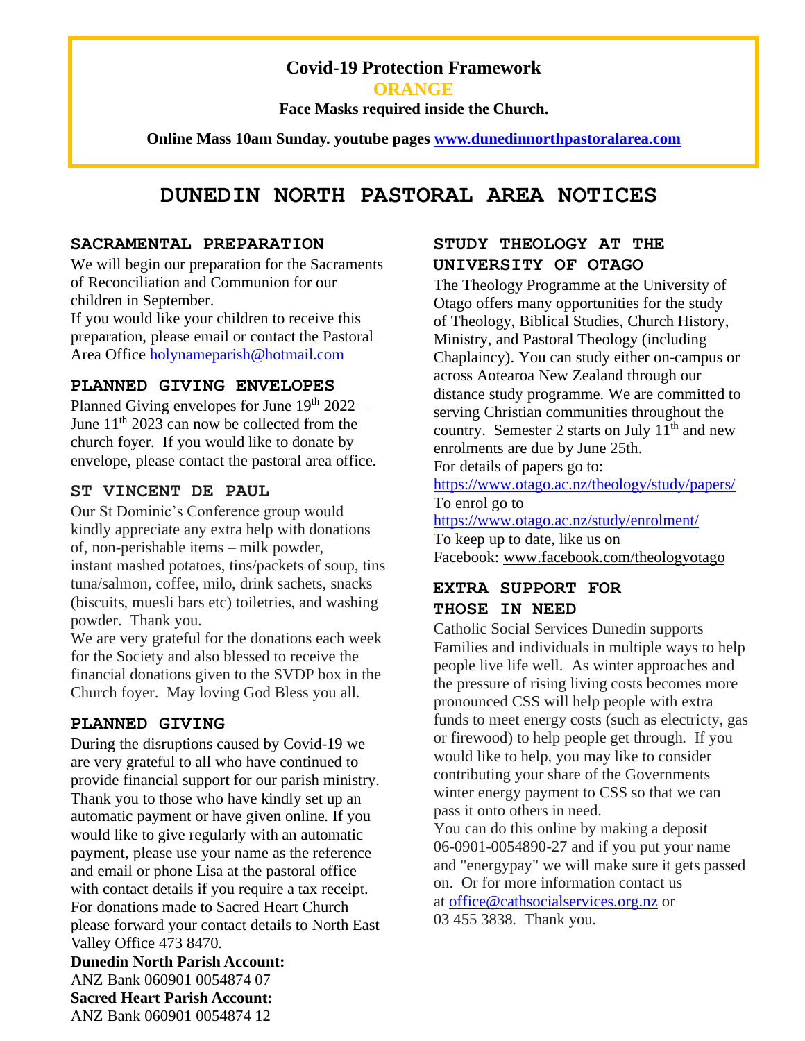**Covid-19 Protection Framework**

**ORANGE**

**Face Masks required inside the Church.**

**Online Mass 10am Sunday. youtube pages [www.dunedinnorthpastoralarea.com](www.dunedinnorthpastoralarea.com)**

# DUNEDIN NORTH PASTORAL AREA NOTICES

## SACRAMENTAL PREPARATION

We will begin our preparation for the Sacraments of Reconciliation and Communion for our children in September.
If you would like your children to receive this preparation, please email or contact the Pastoral Area Office holynameparish@hotmail.com

## PLANNED GIVING ENVELOPES

Planned Giving envelopes for June 19th 2022 – June 11th 2023 can now be collected from the church foyer. If you would like to donate by envelope, please contact the pastoral area office.

## ST VINCENT DE PAUL

Our St Dominic's Conference group would kindly appreciate any extra help with donations of, non-perishable items – milk powder, instant mashed potatoes, tins/packets of soup, tins tuna/salmon, coffee, milo, drink sachets, snacks (biscuits, muesli bars etc) toiletries, and washing powder. Thank you.
We are very grateful for the donations each week for the Society and also blessed to receive the financial donations given to the SVDP box in the Church foyer. May loving God Bless you all.

## PLANNED GIVING

During the disruptions caused by Covid-19 we are very grateful to all who have continued to provide financial support for our parish ministry. Thank you to those who have kindly set up an automatic payment or have given online. If you would like to give regularly with an automatic payment, please use your name as the reference and email or phone Lisa at the pastoral office with contact details if you require a tax receipt. For donations made to Sacred Heart Church please forward your contact details to North East Valley Office 473 8470.

**Dunedin North Parish Account:**
ANZ Bank 060901 0054874 07
**Sacred Heart Parish Account:**
ANZ Bank 060901 0054874 12

## STUDY THEOLOGY AT THE UNIVERSITY OF OTAGO

The Theology Programme at the University of Otago offers many opportunities for the study of Theology, Biblical Studies, Church History, Ministry, and Pastoral Theology (including Chaplaincy). You can study either on-campus or across Aotearoa New Zealand through our distance study programme. We are committed to serving Christian communities throughout the country. Semester 2 starts on July 11th and new enrolments are due by June 25th.
For details of papers go to:
https://www.otago.ac.nz/theology/study/papers/
To enrol go to
https://www.otago.ac.nz/study/enrolment/
To keep up to date, like us on
Facebook: www.facebook.com/theologyotago

## EXTRA SUPPORT FOR THOSE IN NEED

Catholic Social Services Dunedin supports Families and individuals in multiple ways to help people live life well. As winter approaches and the pressure of rising living costs becomes more pronounced CSS will help people with extra funds to meet energy costs (such as electricty, gas or firewood) to help people get through. If you would like to help, you may like to consider contributing your share of the Governments winter energy payment to CSS so that we can pass it onto others in need.
You can do this online by making a deposit 06-0901-0054890-27 and if you put your name and "energypay" we will make sure it gets passed on. Or for more information contact us at office@cathsocialservices.org.nz or 03 455 3838. Thank you.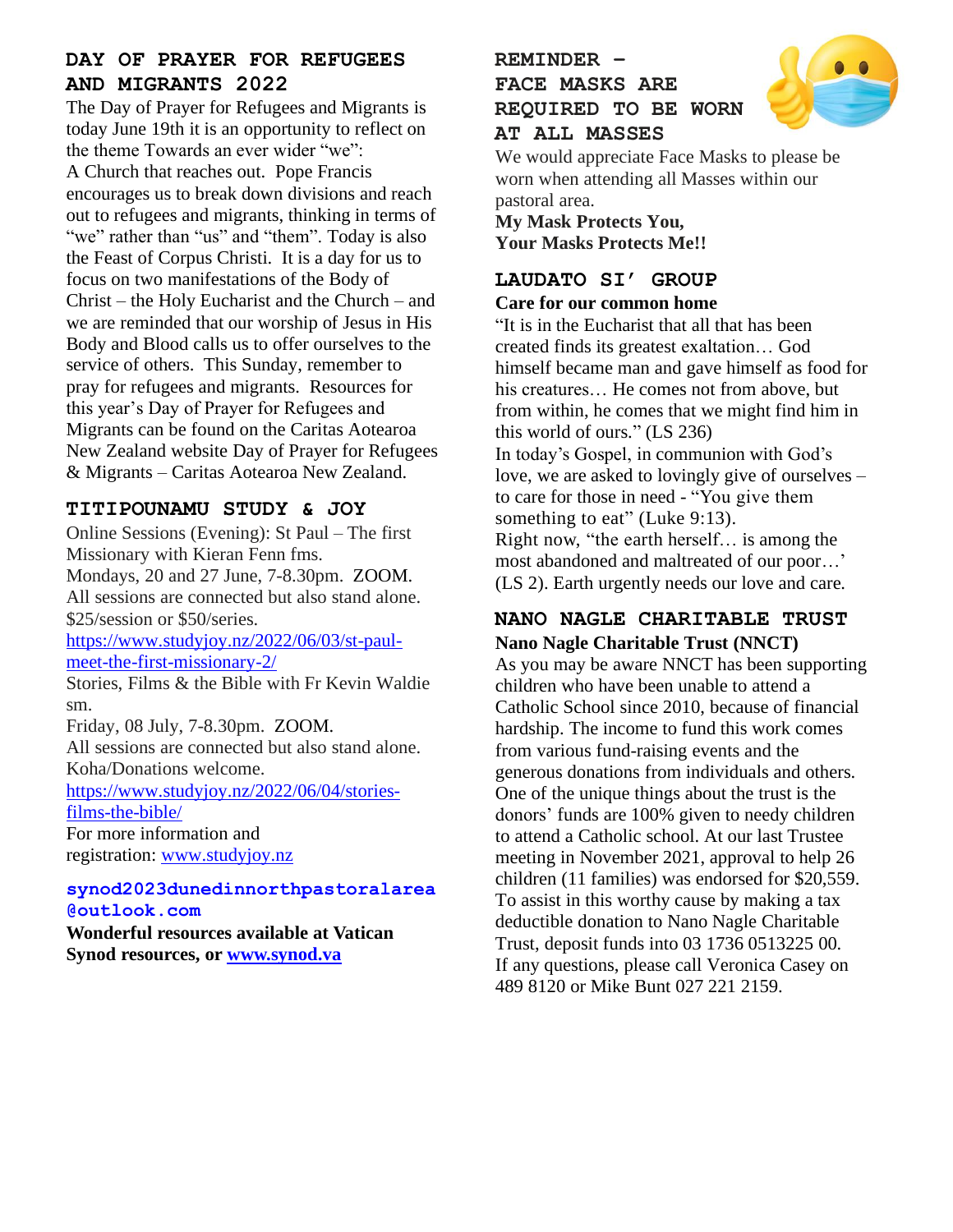## DAY OF PRAYER FOR REFUGEES AND MIGRANTS 2022

The Day of Prayer for Refugees and Migrants is today June 19th it is an opportunity to reflect on the theme Towards an ever wider "we": A Church that reaches out. Pope Francis encourages us to break down divisions and reach out to refugees and migrants, thinking in terms of "we" rather than "us" and "them". Today is also the Feast of Corpus Christi. It is a day for us to focus on two manifestations of the Body of Christ – the Holy Eucharist and the Church – and we are reminded that our worship of Jesus in His Body and Blood calls us to offer ourselves to the service of others. This Sunday, remember to pray for refugees and migrants. Resources for this year's Day of Prayer for Refugees and Migrants can be found on the Caritas Aotearoa New Zealand website Day of Prayer for Refugees & Migrants – Caritas Aotearoa New Zealand.

## TITIPOUNAMU STUDY & JOY

Online Sessions (Evening): St Paul – The first Missionary with Kieran Fenn fms.
Mondays, 20 and 27 June, 7-8.30pm. ZOOM.
All sessions are connected but also stand alone.
$25/session or $50/series.
https://www.studyjoy.nz/2022/06/03/st-paul-meet-the-first-missionary-2/
Stories, Films & the Bible with Fr Kevin Waldie sm.
Friday, 08 July, 7-8.30pm. ZOOM.
All sessions are connected but also stand alone.
Koha/Donations welcome.
https://www.studyjoy.nz/2022/06/04/stories-films-the-bible/
For more information and registration: www.studyjoy.nz

**synod2023dunedinnorthpastoralarea@outlook.com**

**Wonderful resources available at Vatican Synod resources, or www.synod.va**

## REMINDER – FACE MASKS ARE REQUIRED TO BE WORN AT ALL MASSES

We would appreciate Face Masks to please be worn when attending all Masses within our pastoral area.
**My Mask Protects You,**
**Your Masks Protects Me!!**

## LAUDATO SI' GROUP

**Care for our common home**

"It is in the Eucharist that all that has been created finds its greatest exaltation… God himself became man and gave himself as food for his creatures… He comes not from above, but from within, he comes that we might find him in this world of ours." (LS 236)
In today's Gospel, in communion with God's love, we are asked to lovingly give of ourselves – to care for those in need - "You give them something to eat" (Luke 9:13).
Right now, "the earth herself… is among the most abandoned and maltreated of our poor…' (LS 2). Earth urgently needs our love and care.

## NANO NAGLE CHARITABLE TRUST

**Nano Nagle Charitable Trust (NNCT)**

As you may be aware NNCT has been supporting children who have been unable to attend a Catholic School since 2010, because of financial hardship. The income to fund this work comes from various fund-raising events and the generous donations from individuals and others. One of the unique things about the trust is the donors' funds are 100% given to needy children to attend a Catholic school. At our last Trustee meeting in November 2021, approval to help 26 children (11 families) was endorsed for $20,559. To assist in this worthy cause by making a tax deductible donation to Nano Nagle Charitable Trust, deposit funds into 03 1736 0513225 00. If any questions, please call Veronica Casey on 489 8120 or Mike Bunt 027 221 2159.